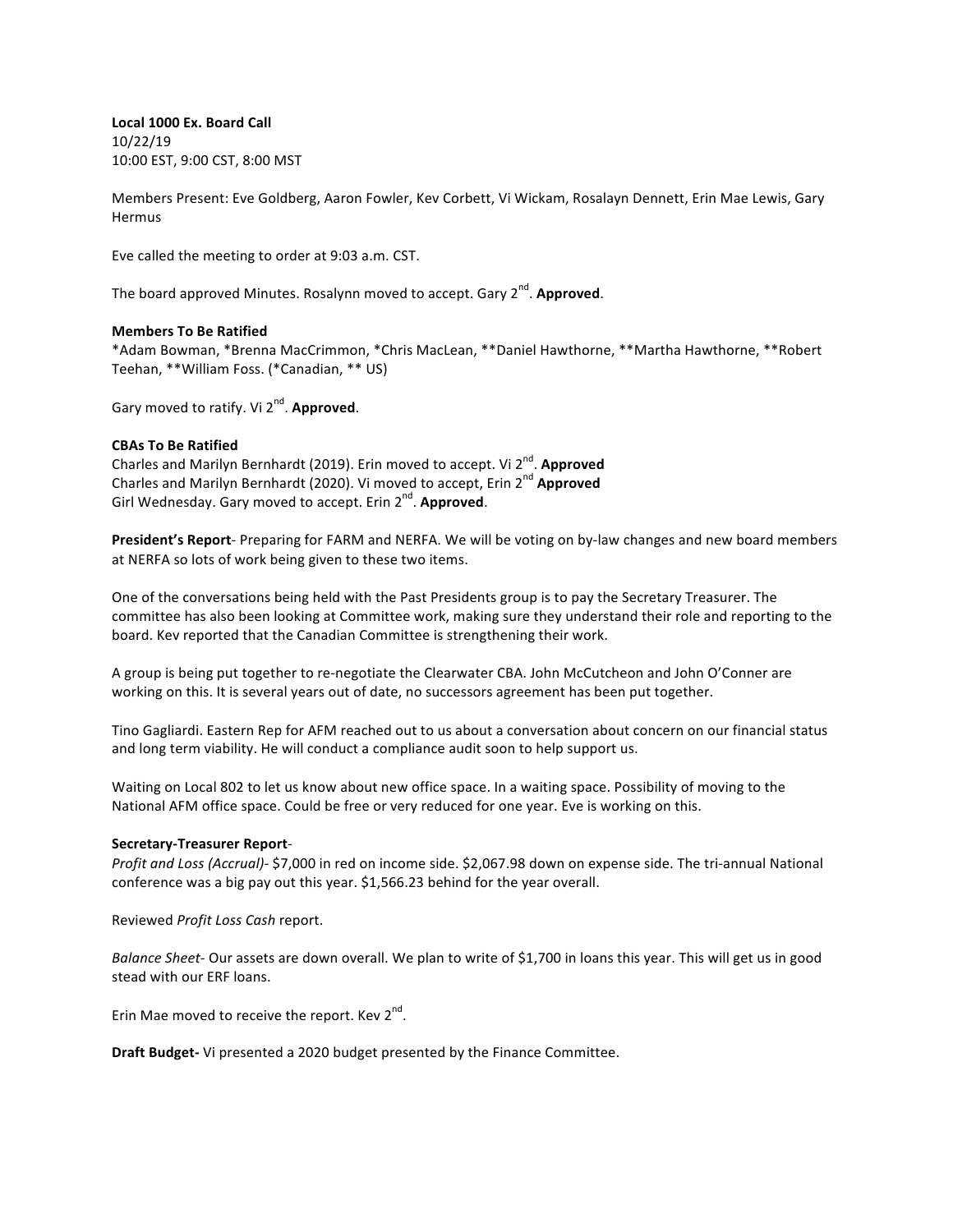**Local 1000 Ex. Board Call**
10/22/19
10:00 EST, 9:00 CST, 8:00 MST

Members Present: Eve Goldberg, Aaron Fowler, Kev Corbett, Vi Wickam, Rosalayn Dennett, Erin Mae Lewis, Gary Hermus

Eve called the meeting to order at 9:03 a.m. CST.

The board approved Minutes. Rosalynn moved to accept. Gary 2nd. **Approved**.

**Members To Be Ratified**
*Adam Bowman, *Brenna MacCrimmon, *Chris MacLean, **Daniel Hawthorne, **Martha Hawthorne, **Robert Teehan, **William Foss. (*Canadian, ** US)

Gary moved to ratify. Vi 2nd. **Approved**.

**CBAs To Be Ratified**
Charles and Marilyn Bernhardt (2019). Erin moved to accept. Vi 2nd. **Approved**
Charles and Marilyn Bernhardt (2020). Vi moved to accept, Erin 2nd **Approved**
Girl Wednesday. Gary moved to accept. Erin 2nd. **Approved**.

**President's Report**- Preparing for FARM and NERFA. We will be voting on by-law changes and new board members at NERFA so lots of work being given to these two items.

One of the conversations being held with the Past Presidents group is to pay the Secretary Treasurer. The committee has also been looking at Committee work, making sure they understand their role and reporting to the board. Kev reported that the Canadian Committee is strengthening their work.

A group is being put together to re-negotiate the Clearwater CBA. John McCutcheon and John O'Conner are working on this. It is several years out of date, no successors agreement has been put together.

Tino Gagliardi. Eastern Rep for AFM reached out to us about a conversation about concern on our financial status and long term viability. He will conduct a compliance audit soon to help support us.

Waiting on Local 802 to let us know about new office space. In a waiting space. Possibility of moving to the National AFM office space. Could be free or very reduced for one year. Eve is working on this.

**Secretary-Treasurer Report**-
*Profit and Loss (Accrual)*- $7,000 in red on income side. $2,067.98 down on expense side. The tri-annual National conference was a big pay out this year. $1,566.23 behind for the year overall.

Reviewed *Profit Loss Cash* report.

*Balance Sheet*- Our assets are down overall. We plan to write of $1,700 in loans this year. This will get us in good stead with our ERF loans.

Erin Mae moved to receive the report. Kev 2nd.

**Draft Budget-** Vi presented a 2020 budget presented by the Finance Committee.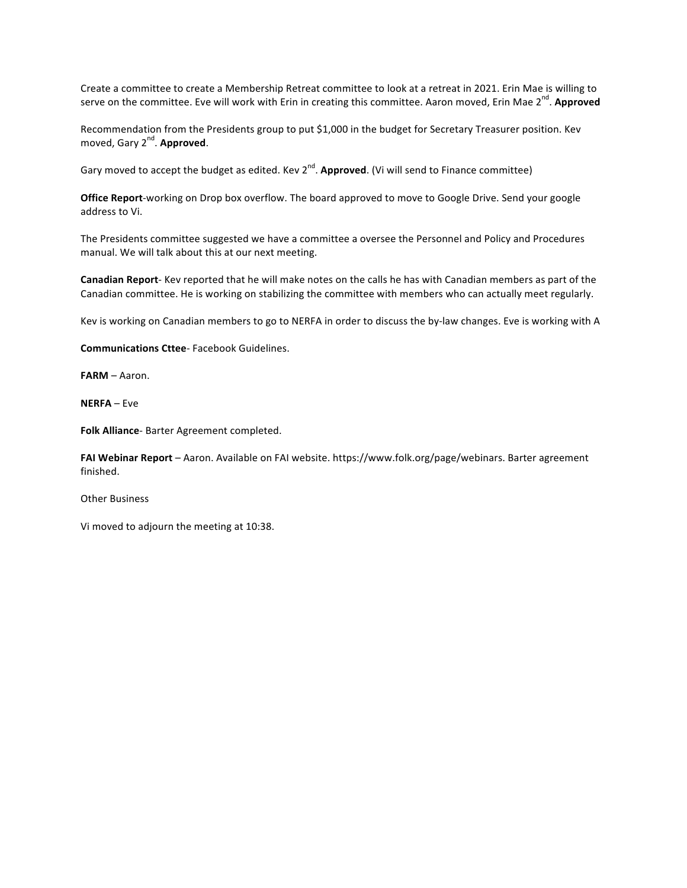Create a committee to create a Membership Retreat committee to look at a retreat in 2021. Erin Mae is willing to serve on the committee. Eve will work with Erin in creating this committee. Aaron moved, Erin Mae 2nd. **Approved**

Recommendation from the Presidents group to put $1,000 in the budget for Secretary Treasurer position. Kev moved, Gary 2nd. **Approved**.

Gary moved to accept the budget as edited. Kev 2nd. **Approved**. (Vi will send to Finance committee)

**Office Report**-working on Drop box overflow. The board approved to move to Google Drive. Send your google address to Vi.

The Presidents committee suggested we have a committee a oversee the Personnel and Policy and Procedures manual. We will talk about this at our next meeting.

**Canadian Report**- Kev reported that he will make notes on the calls he has with Canadian members as part of the Canadian committee. He is working on stabilizing the committee with members who can actually meet regularly.

Kev is working on Canadian members to go to NERFA in order to discuss the by-law changes. Eve is working with A

**Communications Cttee**- Facebook Guidelines.

**FARM** – Aaron.

**NERFA** – Eve

**Folk Alliance**- Barter Agreement completed.

**FAI Webinar Report** – Aaron. Available on FAI website. https://www.folk.org/page/webinars. Barter agreement finished.

Other Business

Vi moved to adjourn the meeting at 10:38.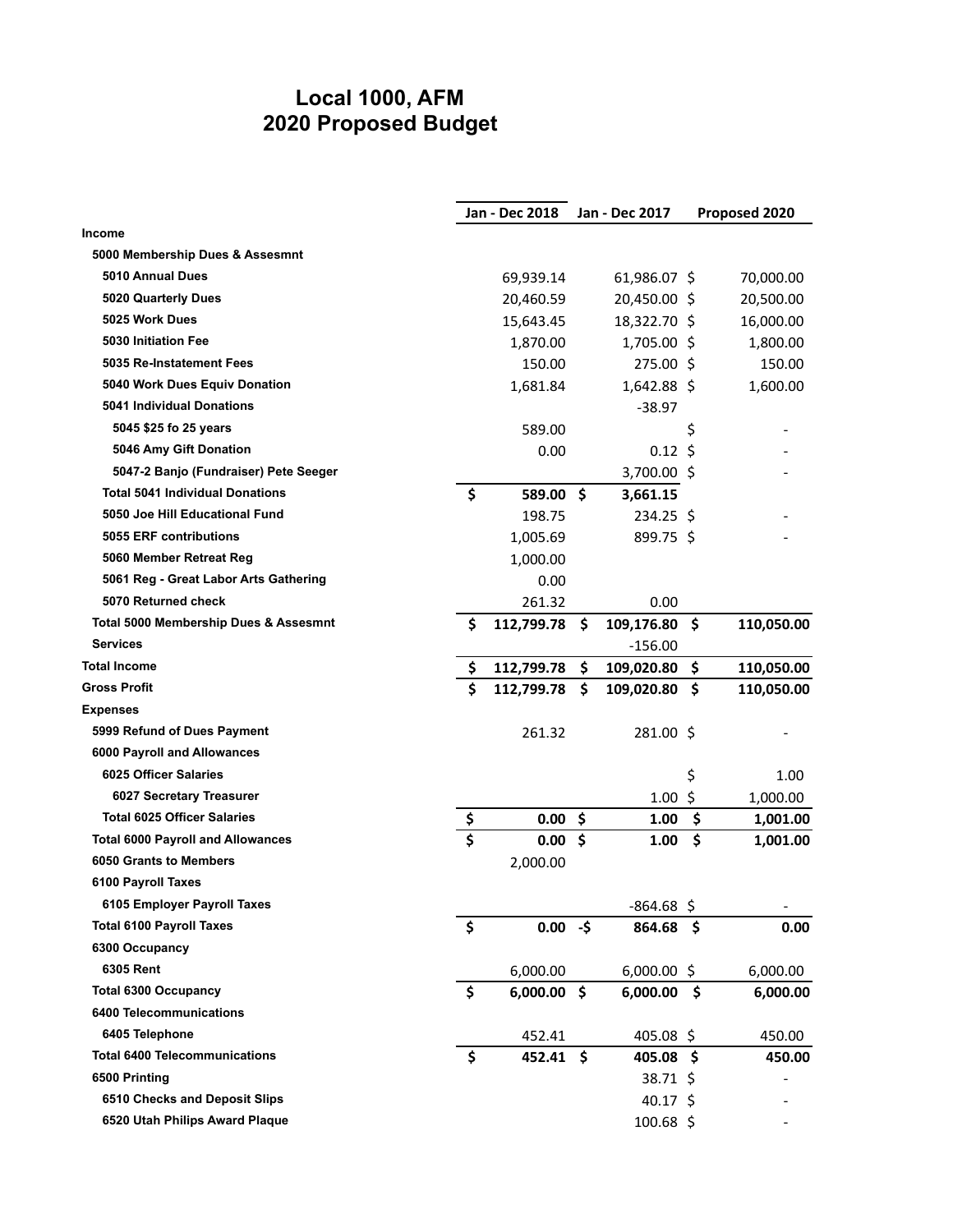# Local 1000, AFM
# 2020 Proposed Budget

| | Jan - Dec 2018 | Jan - Dec 2017 | Proposed 2020 |
|---|---|---|---|
| **Income** | | | |
| **5000 Membership Dues & Assesmnt** | | | |
| **5010 Annual Dues** | 69,939.14 | 61,986.07 | $ 70,000.00 |
| **5020 Quarterly Dues** | 20,460.59 | 20,450.00 | $ 20,500.00 |
| **5025 Work Dues** | 15,643.45 | 18,322.70 | $ 16,000.00 |
| **5030 Initiation Fee** | 1,870.00 | 1,705.00 | $ 1,800.00 |
| **5035 Re-Instatement Fees** | 150.00 | 275.00 | $ 150.00 |
| **5040 Work Dues Equiv Donation** | 1,681.84 | 1,642.88 | $ 1,600.00 |
| **5041 Individual Donations** | | -38.97 | |
| **5045 $25 fo 25 years** | 589.00 | | $ - |
| **5046 Amy Gift Donation** | 0.00 | 0.12 | $ - |
| **5047-2 Banjo (Fundraiser) Pete Seeger** | | 3,700.00 | $ - |
| **Total 5041 Individual Donations** | **$ 589.00** | **$ 3,661.15** | |
| **5050 Joe Hill Educational Fund** | 198.75 | 234.25 | $ - |
| **5055 ERF contributions** | 1,005.69 | 899.75 | $ - |
| **5060 Member Retreat Reg** | 1,000.00 | | |
| **5061 Reg - Great Labor Arts Gathering** | 0.00 | | |
| **5070 Returned check** | 261.32 | 0.00 | |
| **Total 5000 Membership Dues & Assesmnt** | **$ 112,799.78** | **$ 109,176.80** | **$ 110,050.00** |
| **Services** | | -156.00 | |
| **Total Income** | **$ 112,799.78** | **$ 109,020.80** | **$ 110,050.00** |
| **Gross Profit** | **$ 112,799.78** | **$ 109,020.80** | **$ 110,050.00** |
| **Expenses** | | | |
| **5999 Refund of Dues Payment** | 261.32 | 281.00 | $ - |
| **6000 Payroll and Allowances** | | | |
| **6025 Officer Salaries** | | | $ 1.00 |
| **6027 Secretary Treasurer** | | 1.00 | $ 1,000.00 |
| **Total 6025 Officer Salaries** | **$ 0.00** | **$ 1.00** | **$ 1,001.00** |
| **Total 6000 Payroll and Allowances** | **$ 0.00** | **$ 1.00** | **$ 1,001.00** |
| **6050 Grants to Members** | 2,000.00 | | |
| **6100 Payroll Taxes** | | | |
| **6105 Employer Payroll Taxes** | | -864.68 | $ - |
| **Total 6100 Payroll Taxes** | **$ 0.00** | **-$ 864.68** | **$ 0.00** |
| **6300 Occupancy** | | | |
| **6305 Rent** | 6,000.00 | 6,000.00 | $ 6,000.00 |
| **Total 6300 Occupancy** | **$ 6,000.00** | **$ 6,000.00** | **$ 6,000.00** |
| **6400 Telecommunications** | | | |
| **6405 Telephone** | 452.41 | 405.08 | $ 450.00 |
| **Total 6400 Telecommunications** | **$ 452.41** | **$ 405.08** | **$ 450.00** |
| **6500 Printing** | | 38.71 | $ - |
| **6510 Checks and Deposit Slips** | | 40.17 | $ - |
| **6520 Utah Philips Award Plaque** | | 100.68 | $ - |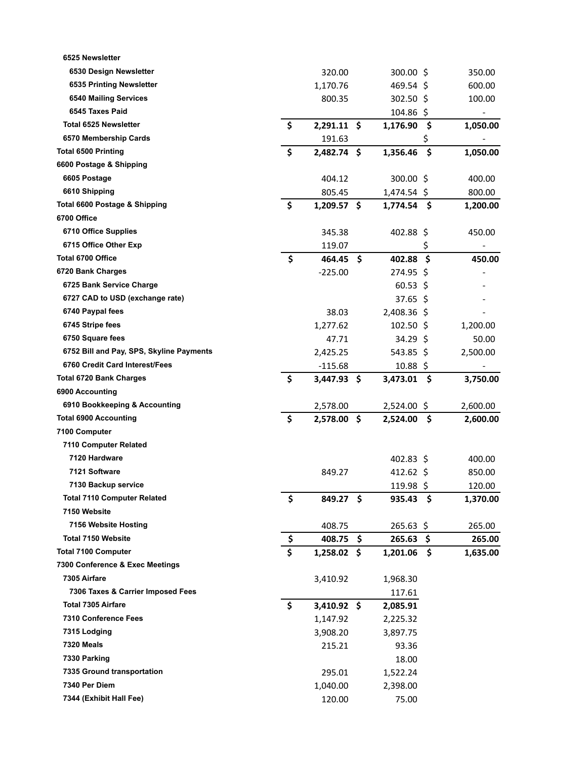| Account | Column 1 | Column 2 | Column 3 |
|---|---|---|---|
| 6525 Newsletter | | | |
| 6530 Design Newsletter | 320.00 | 300.00 | $ 350.00 |
| 6535 Printing Newsletter | 1,170.76 | 469.54 | $ 600.00 |
| 6540 Mailing Services | 800.35 | 302.50 | $ 100.00 |
| 6545 Taxes Paid | | 104.86 | $ - |
| **Total 6525 Newsletter** | **$ 2,291.11** | **$ 1,176.90** | **$ 1,050.00** |
| 6570 Membership Cards | 191.63 | | $ - |
| **Total 6500 Printing** | **$ 2,482.74** | **$ 1,356.46** | **$ 1,050.00** |
| 6600 Postage & Shipping | | | |
| 6605 Postage | 404.12 | 300.00 | $ 400.00 |
| 6610 Shipping | 805.45 | 1,474.54 | $ 800.00 |
| **Total 6600 Postage & Shipping** | **$ 1,209.57** | **$ 1,774.54** | **$ 1,200.00** |
| 6700 Office | | | |
| 6710 Office Supplies | 345.38 | 402.88 | $ 450.00 |
| 6715 Office Other Exp | 119.07 | | $ - |
| **Total 6700 Office** | **$ 464.45** | **$ 402.88** | **$ 450.00** |
| 6720 Bank Charges | -225.00 | 274.95 | $ - |
| 6725 Bank Service Charge | | 60.53 | $ - |
| 6727 CAD to USD (exchange rate) | | 37.65 | $ - |
| 6740 Paypal fees | 38.03 | 2,408.36 | $ - |
| 6745 Stripe fees | 1,277.62 | 102.50 | $ 1,200.00 |
| 6750 Square fees | 47.71 | 34.29 | $ 50.00 |
| 6752 Bill and Pay, SPS, Skyline Payments | 2,425.25 | 543.85 | $ 2,500.00 |
| 6760 Credit Card Interest/Fees | -115.68 | 10.88 | $ - |
| **Total 6720 Bank Charges** | **$ 3,447.93** | **$ 3,473.01** | **$ 3,750.00** |
| 6900 Accounting | | | |
| 6910 Bookkeeping & Accounting | 2,578.00 | 2,524.00 | $ 2,600.00 |
| **Total 6900 Accounting** | **$ 2,578.00** | **$ 2,524.00** | **$ 2,600.00** |
| 7100 Computer | | | |
| 7110 Computer Related | | | |
| 7120 Hardware | | 402.83 | $ 400.00 |
| 7121 Software | 849.27 | 412.62 | $ 850.00 |
| 7130 Backup service | | 119.98 | $ 120.00 |
| **Total 7110 Computer Related** | **$ 849.27** | **$ 935.43** | **$ 1,370.00** |
| 7150 Website | | | |
| 7156 Website Hosting | 408.75 | 265.63 | $ 265.00 |
| **Total 7150 Website** | **$ 408.75** | **$ 265.63** | **$ 265.00** |
| **Total 7100 Computer** | **$ 1,258.02** | **$ 1,201.06** | **$ 1,635.00** |
| 7300 Conference & Exec Meetings | | | |
| 7305 Airfare | 3,410.92 | 1,968.30 | |
| 7306 Taxes & Carrier Imposed Fees | | 117.61 | |
| **Total 7305 Airfare** | **$ 3,410.92** | **$ 2,085.91** | |
| 7310 Conference Fees | 1,147.92 | 2,225.32 | |
| 7315 Lodging | 3,908.20 | 3,897.75 | |
| 7320 Meals | 215.21 | 93.36 | |
| 7330 Parking | | 18.00 | |
| 7335 Ground transportation | 295.01 | 1,522.24 | |
| 7340 Per Diem | 1,040.00 | 2,398.00 | |
| 7344 (Exhibit Hall Fee) | 120.00 | 75.00 | |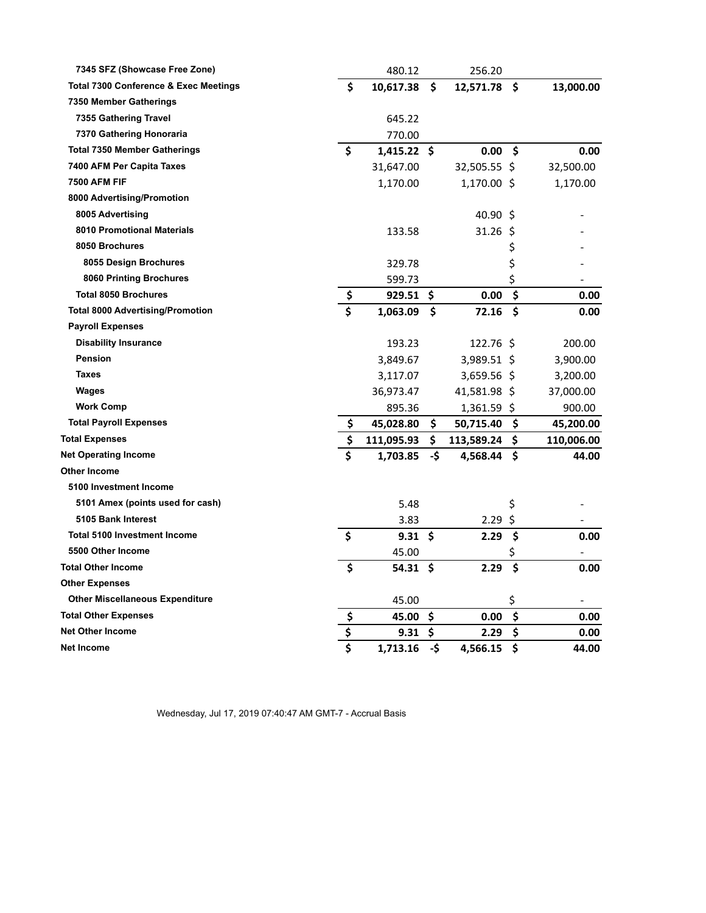| | | | |
|---|---|---|---|
| 7345 SFZ (Showcase Free Zone) | 480.12 | 256.20 | |
| **Total 7300 Conference & Exec Meetings** | **$ 10,617.38** | **$ 12,571.78** | **$ 13,000.00** |
| 7350 Member Gatherings | | | |
| 7355 Gathering Travel | 645.22 | | |
| 7370 Gathering Honoraria | 770.00 | | |
| **Total 7350 Member Gatherings** | **$ 1,415.22** | **$ 0.00** | **$ 0.00** |
| 7400 AFM Per Capita Taxes | 31,647.00 | 32,505.55 | $ 32,500.00 |
| 7500 AFM FIF | 1,170.00 | 1,170.00 | $ 1,170.00 |
| 8000 Advertising/Promotion | | | |
| 8005 Advertising | | 40.90 | $ - |
| 8010 Promotional Materials | 133.58 | 31.26 | $ - |
| 8050 Brochures | | | $ - |
| 8055 Design Brochures | 329.78 | | $ - |
| 8060 Printing Brochures | 599.73 | | $ - |
| **Total 8050 Brochures** | **$ 929.51** | **$ 0.00** | **$ 0.00** |
| **Total 8000 Advertising/Promotion** | **$ 1,063.09** | **$ 72.16** | **$ 0.00** |
| Payroll Expenses | | | |
| Disability Insurance | 193.23 | 122.76 | $ 200.00 |
| Pension | 3,849.67 | 3,989.51 | $ 3,900.00 |
| Taxes | 3,117.07 | 3,659.56 | $ 3,200.00 |
| Wages | 36,973.47 | 41,581.98 | $ 37,000.00 |
| Work Comp | 895.36 | 1,361.59 | $ 900.00 |
| **Total Payroll Expenses** | **$ 45,028.80** | **$ 50,715.40** | **$ 45,200.00** |
| **Total Expenses** | **$ 111,095.93** | **$ 113,589.24** | **$ 110,006.00** |
| **Net Operating Income** | **$ 1,703.85** | **-$ 4,568.44** | **$ 44.00** |
| Other Income | | | |
| 5100 Investment Income | | | |
| 5101 Amex (points used for cash) | 5.48 | | $ - |
| 5105 Bank Interest | 3.83 | 2.29 | $ - |
| **Total 5100 Investment Income** | **$ 9.31** | **$ 2.29** | **$ 0.00** |
| 5500 Other Income | 45.00 | | $ - |
| **Total Other Income** | **$ 54.31** | **$ 2.29** | **$ 0.00** |
| Other Expenses | | | |
| Other Miscellaneous Expenditure | 45.00 | | $ - |
| **Total Other Expenses** | **$ 45.00** | **$ 0.00** | **$ 0.00** |
| **Net Other Income** | **$ 9.31** | **$ 2.29** | **$ 0.00** |
| **Net Income** | **$ 1,713.16** | **-$ 4,566.15** | **$ 44.00** |

Wednesday, Jul 17, 2019 07:40:47 AM GMT-7 - Accrual Basis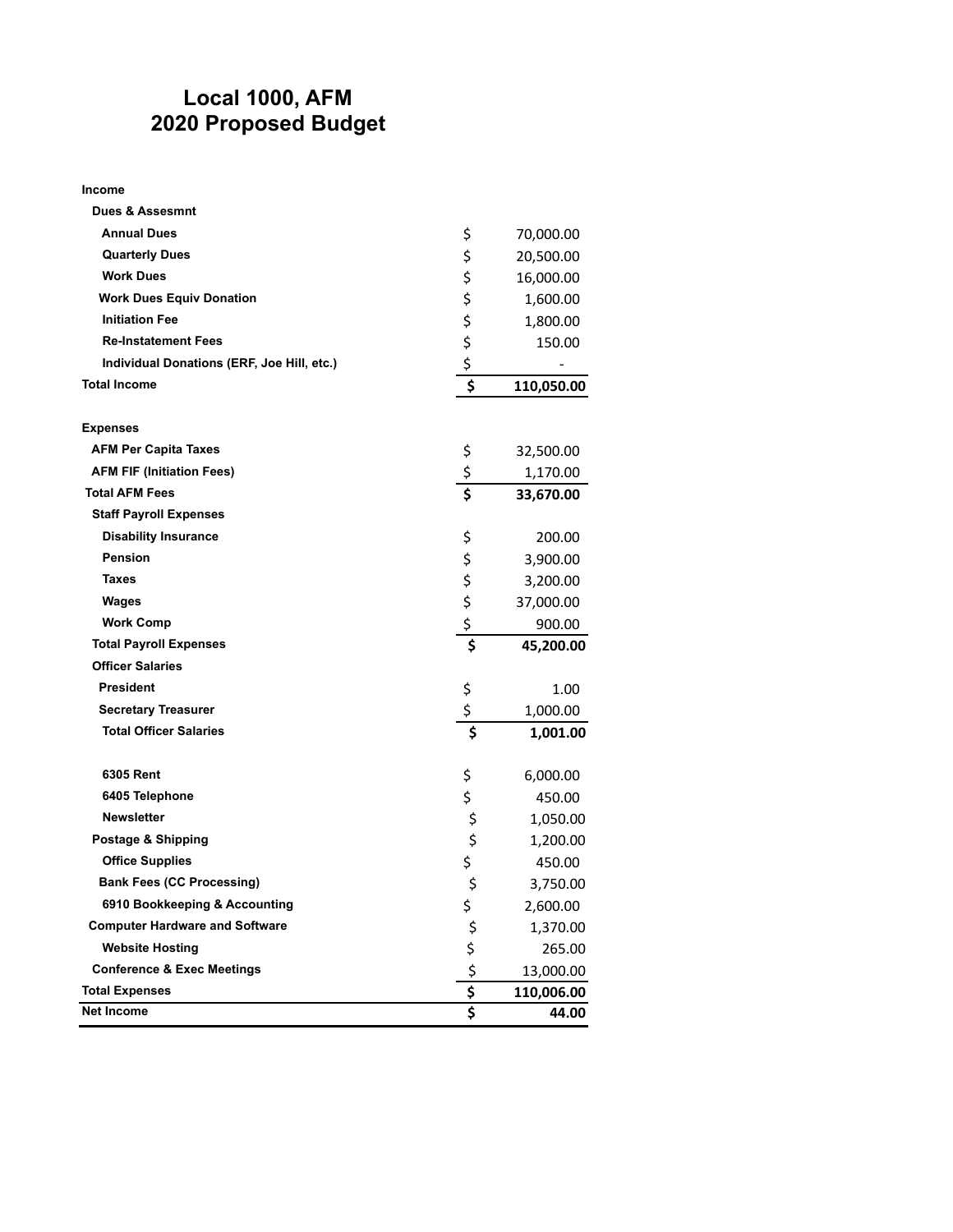# Local 1000, AFM
# 2020 Proposed Budget

| Item | Amount |
|---|---|
| **Income** | |
| **Dues & Assesmnt** | |
| **Annual Dues** | $ 70,000.00 |
| **Quarterly Dues** | $ 20,500.00 |
| **Work Dues** | $ 16,000.00 |
| **Work Dues Equiv Donation** | $ 1,600.00 |
| **Initiation Fee** | $ 1,800.00 |
| **Re-Instatement Fees** | $ 150.00 |
| **Individual Donations (ERF, Joe Hill, etc.)** | $ - |
| **Total Income** | **$ 110,050.00** |
| | |
| **Expenses** | |
| **AFM Per Capita Taxes** | $ 32,500.00 |
| **AFM FIF (Initiation Fees)** | $ 1,170.00 |
| **Total AFM Fees** | **$ 33,670.00** |
| **Staff Payroll Expenses** | |
| **Disability Insurance** | $ 200.00 |
| **Pension** | $ 3,900.00 |
| **Taxes** | $ 3,200.00 |
| **Wages** | $ 37,000.00 |
| **Work Comp** | $ 900.00 |
| **Total Payroll Expenses** | **$ 45,200.00** |
| **Officer Salaries** | |
| **President** | $ 1.00 |
| **Secretary Treasurer** | $ 1,000.00 |
| **Total Officer Salaries** | **$ 1,001.00** |
| | |
| **6305 Rent** | $ 6,000.00 |
| **6405 Telephone** | $ 450.00 |
| **Newsletter** | $ 1,050.00 |
| **Postage & Shipping** | $ 1,200.00 |
| **Office Supplies** | $ 450.00 |
| **Bank Fees (CC Processing)** | $ 3,750.00 |
| **6910 Bookkeeping & Accounting** | $ 2,600.00 |
| **Computer Hardware and Software** | $ 1,370.00 |
| **Website Hosting** | $ 265.00 |
| **Conference & Exec Meetings** | $ 13,000.00 |
| **Total Expenses** | **$ 110,006.00** |
| **Net Income** | **$ 44.00** |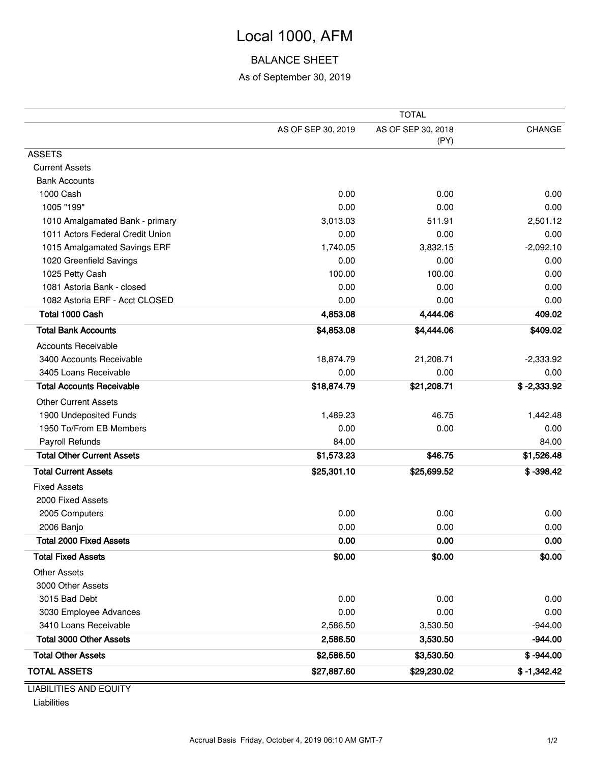# Local 1000, AFM

## BALANCE SHEET

As of September 30, 2019

| | TOTAL | | |
|---|---|---|---|
| | AS OF SEP 30, 2019 | AS OF SEP 30, 2018 (PY) | CHANGE |
| ASSETS | | | |
| Current Assets | | | |
| Bank Accounts | | | |
| 1000 Cash | 0.00 | 0.00 | 0.00 |
| 1005 "199" | 0.00 | 0.00 | 0.00 |
| 1010 Amalgamated Bank - primary | 3,013.03 | 511.91 | 2,501.12 |
| 1011 Actors Federal Credit Union | 0.00 | 0.00 | 0.00 |
| 1015 Amalgamated Savings ERF | 1,740.05 | 3,832.15 | -2,092.10 |
| 1020 Greenfield Savings | 0.00 | 0.00 | 0.00 |
| 1025 Petty Cash | 100.00 | 100.00 | 0.00 |
| 1081 Astoria Bank - closed | 0.00 | 0.00 | 0.00 |
| 1082 Astoria ERF - Acct CLOSED | 0.00 | 0.00 | 0.00 |
| **Total 1000 Cash** | **4,853.08** | **4,444.06** | **409.02** |
| **Total Bank Accounts** | **$4,853.08** | **$4,444.06** | **$409.02** |
| Accounts Receivable | | | |
| 3400 Accounts Receivable | 18,874.79 | 21,208.71 | -2,333.92 |
| 3405 Loans Receivable | 0.00 | 0.00 | 0.00 |
| **Total Accounts Receivable** | **$18,874.79** | **$21,208.71** | **$ -2,333.92** |
| Other Current Assets | | | |
| 1900 Undeposited Funds | 1,489.23 | 46.75 | 1,442.48 |
| 1950 To/From EB Members | 0.00 | 0.00 | 0.00 |
| Payroll Refunds | 84.00 | | 84.00 |
| **Total Other Current Assets** | **$1,573.23** | **$46.75** | **$1,526.48** |
| **Total Current Assets** | **$25,301.10** | **$25,699.52** | **$ -398.42** |
| Fixed Assets | | | |
| 2000 Fixed Assets | | | |
| 2005 Computers | 0.00 | 0.00 | 0.00 |
| 2006 Banjo | 0.00 | 0.00 | 0.00 |
| **Total 2000 Fixed Assets** | **0.00** | **0.00** | **0.00** |
| **Total Fixed Assets** | **$0.00** | **$0.00** | **$0.00** |
| Other Assets | | | |
| 3000 Other Assets | | | |
| 3015 Bad Debt | 0.00 | 0.00 | 0.00 |
| 3030 Employee Advances | 0.00 | 0.00 | 0.00 |
| 3410 Loans Receivable | 2,586.50 | 3,530.50 | -944.00 |
| **Total 3000 Other Assets** | **2,586.50** | **3,530.50** | **-944.00** |
| **Total Other Assets** | **$2,586.50** | **$3,530.50** | **$ -944.00** |
| **TOTAL ASSETS** | **$27,887.60** | **$29,230.02** | **$ -1,342.42** |
| LIABILITIES AND EQUITY | | | |
| Liabilities | | | |

Accrual Basis Friday, October 4, 2019 06:10 AM GMT-7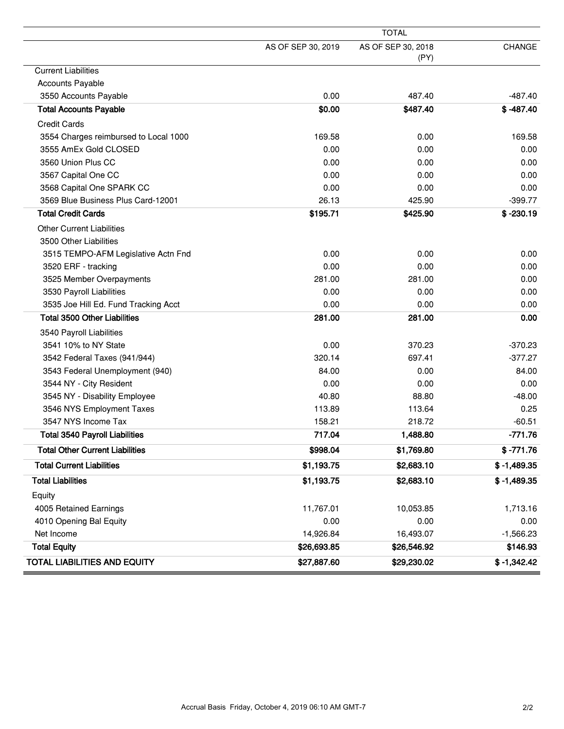| | TOTAL | | |
|---|---|---|---|
| | AS OF SEP 30, 2019 | AS OF SEP 30, 2018 (PY) | CHANGE |
| Current Liabilities | | | |
| Accounts Payable | | | |
| 3550 Accounts Payable | 0.00 | 487.40 | -487.40 |
| **Total Accounts Payable** | **$0.00** | **$487.40** | **$ -487.40** |
| Credit Cards | | | |
| 3554 Charges reimbursed to Local 1000 | 169.58 | 0.00 | 169.58 |
| 3555 AmEx Gold CLOSED | 0.00 | 0.00 | 0.00 |
| 3560 Union Plus CC | 0.00 | 0.00 | 0.00 |
| 3567 Capital One CC | 0.00 | 0.00 | 0.00 |
| 3568 Capital One SPARK CC | 0.00 | 0.00 | 0.00 |
| 3569 Blue Business Plus Card-12001 | 26.13 | 425.90 | -399.77 |
| **Total Credit Cards** | **$195.71** | **$425.90** | **$ -230.19** |
| Other Current Liabilities | | | |
| 3500 Other Liabilities | | | |
| 3515 TEMPO-AFM Legislative Actn Fnd | 0.00 | 0.00 | 0.00 |
| 3520 ERF - tracking | 0.00 | 0.00 | 0.00 |
| 3525 Member Overpayments | 281.00 | 281.00 | 0.00 |
| 3530 Payroll Liabilities | 0.00 | 0.00 | 0.00 |
| 3535 Joe Hill Ed. Fund Tracking Acct | 0.00 | 0.00 | 0.00 |
| **Total 3500 Other Liabilities** | **281.00** | **281.00** | **0.00** |
| 3540 Payroll Liabilities | | | |
| 3541 10% to NY State | 0.00 | 370.23 | -370.23 |
| 3542 Federal Taxes (941/944) | 320.14 | 697.41 | -377.27 |
| 3543 Federal Unemployment (940) | 84.00 | 0.00 | 84.00 |
| 3544 NY - City Resident | 0.00 | 0.00 | 0.00 |
| 3545 NY - Disability Employee | 40.80 | 88.80 | -48.00 |
| 3546 NYS Employment Taxes | 113.89 | 113.64 | 0.25 |
| 3547 NYS Income Tax | 158.21 | 218.72 | -60.51 |
| **Total 3540 Payroll Liabilities** | **717.04** | **1,488.80** | **-771.76** |
| **Total Other Current Liabilities** | **$998.04** | **$1,769.80** | **$ -771.76** |
| **Total Current Liabilities** | **$1,193.75** | **$2,683.10** | **$ -1,489.35** |
| **Total Liabilities** | **$1,193.75** | **$2,683.10** | **$ -1,489.35** |
| Equity | | | |
| 4005 Retained Earnings | 11,767.01 | 10,053.85 | 1,713.16 |
| 4010 Opening Bal Equity | 0.00 | 0.00 | 0.00 |
| Net Income | 14,926.84 | 16,493.07 | -1,566.23 |
| **Total Equity** | **$26,693.85** | **$26,546.92** | **$146.93** |
| **TOTAL LIABILITIES AND EQUITY** | **$27,887.60** | **$29,230.02** | **$ -1,342.42** |

Accrual Basis Friday, October 4, 2019 06:10 AM GMT-7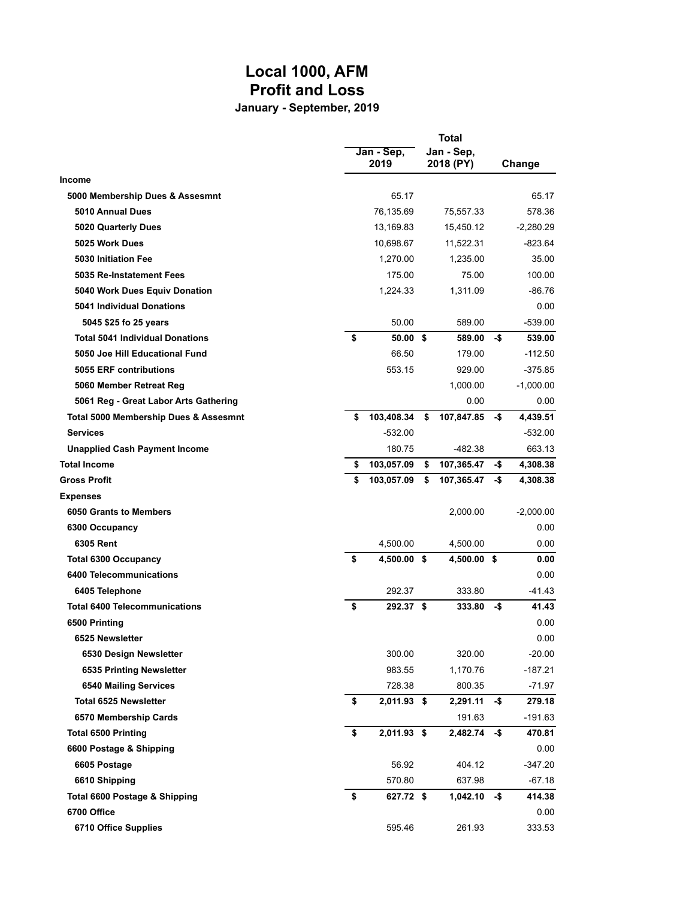# Local 1000, AFM
# Profit and Loss
### January - September, 2019

| | Total | | |
|---|---|---|---|
| | Jan - Sep, 2019 | Jan - Sep, 2018 (PY) | Change |
| **Income** | | | |
| **5000 Membership Dues & Assesmnt** | 65.17 | | 65.17 |
| **5010 Annual Dues** | 76,135.69 | 75,557.33 | 578.36 |
| **5020 Quarterly Dues** | 13,169.83 | 15,450.12 | -2,280.29 |
| **5025 Work Dues** | 10,698.67 | 11,522.31 | -823.64 |
| **5030 Initiation Fee** | 1,270.00 | 1,235.00 | 35.00 |
| **5035 Re-Instatement Fees** | 175.00 | 75.00 | 100.00 |
| **5040 Work Dues Equiv Donation** | 1,224.33 | 1,311.09 | -86.76 |
| **5041 Individual Donations** | | | 0.00 |
| **5045 $25 fo 25 years** | 50.00 | 589.00 | -539.00 |
| **Total 5041 Individual Donations** | **$ 50.00** | **$ 589.00** | **-$ 539.00** |
| **5050 Joe Hill Educational Fund** | 66.50 | 179.00 | -112.50 |
| **5055 ERF contributions** | 553.15 | 929.00 | -375.85 |
| **5060 Member Retreat Reg** | | 1,000.00 | -1,000.00 |
| **5061 Reg - Great Labor Arts Gathering** | | 0.00 | 0.00 |
| **Total 5000 Membership Dues & Assesmnt** | **$ 103,408.34** | **$ 107,847.85** | **-$ 4,439.51** |
| **Services** | -532.00 | | -532.00 |
| **Unapplied Cash Payment Income** | 180.75 | -482.38 | 663.13 |
| **Total Income** | **$ 103,057.09** | **$ 107,365.47** | **-$ 4,308.38** |
| **Gross Profit** | **$ 103,057.09** | **$ 107,365.47** | **-$ 4,308.38** |
| **Expenses** | | | |
| **6050 Grants to Members** | | 2,000.00 | -2,000.00 |
| **6300 Occupancy** | | | 0.00 |
| **6305 Rent** | 4,500.00 | 4,500.00 | 0.00 |
| **Total 6300 Occupancy** | **$ 4,500.00** | **$ 4,500.00** | **$ 0.00** |
| **6400 Telecommunications** | | | 0.00 |
| **6405 Telephone** | 292.37 | 333.80 | -41.43 |
| **Total 6400 Telecommunications** | **$ 292.37** | **$ 333.80** | **-$ 41.43** |
| **6500 Printing** | | | 0.00 |
| **6525 Newsletter** | | | 0.00 |
| **6530 Design Newsletter** | 300.00 | 320.00 | -20.00 |
| **6535 Printing Newsletter** | 983.55 | 1,170.76 | -187.21 |
| **6540 Mailing Services** | 728.38 | 800.35 | -71.97 |
| **Total 6525 Newsletter** | **$ 2,011.93** | **$ 2,291.11** | **-$ 279.18** |
| **6570 Membership Cards** | | 191.63 | -191.63 |
| **Total 6500 Printing** | **$ 2,011.93** | **$ 2,482.74** | **-$ 470.81** |
| **6600 Postage & Shipping** | | | 0.00 |
| **6605 Postage** | 56.92 | 404.12 | -347.20 |
| **6610 Shipping** | 570.80 | 637.98 | -67.18 |
| **Total 6600 Postage & Shipping** | **$ 627.72** | **$ 1,042.10** | **-$ 414.38** |
| **6700 Office** | | | 0.00 |
| **6710 Office Supplies** | 595.46 | 261.93 | 333.53 |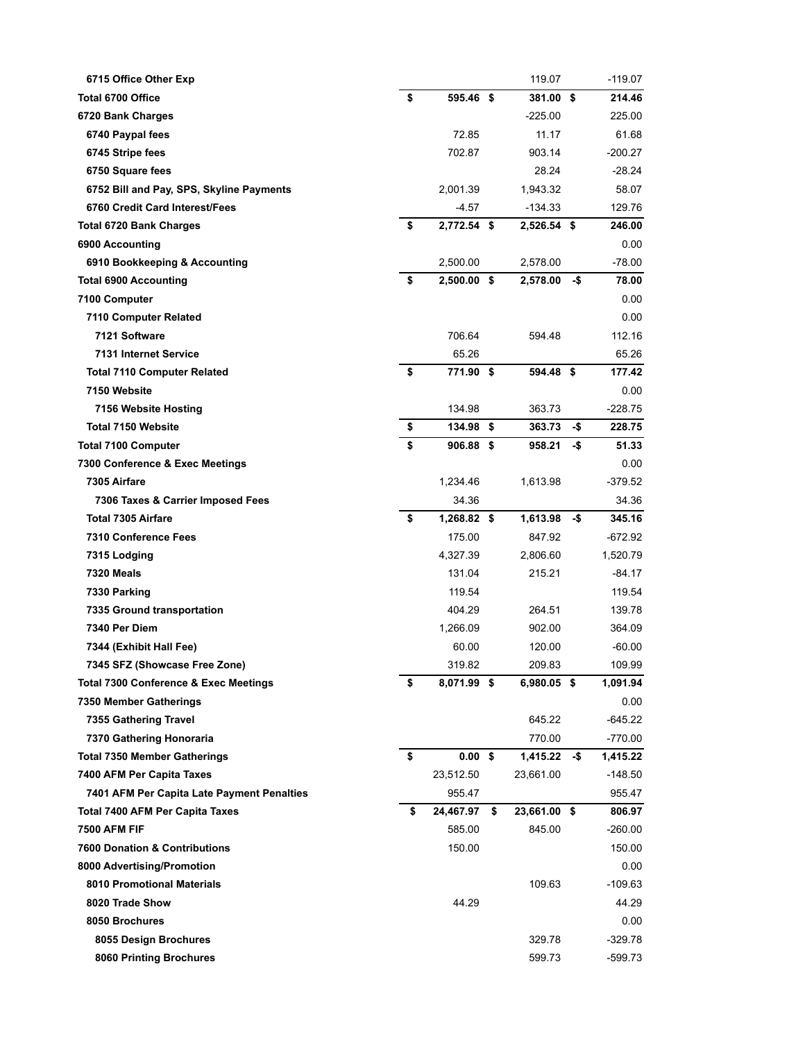| | | | |
|---|---|---|---|
| 6715 Office Other Exp | | 119.07 | -119.07 |
| **Total 6700 Office** | **$ 595.46** | **$ 381.00** | **$ 214.46** |
| 6720 Bank Charges | | -225.00 | 225.00 |
| 6740 Paypal fees | 72.85 | 11.17 | 61.68 |
| 6745 Stripe fees | 702.87 | 903.14 | -200.27 |
| 6750 Square fees | | 28.24 | -28.24 |
| 6752 Bill and Pay, SPS, Skyline Payments | 2,001.39 | 1,943.32 | 58.07 |
| 6760 Credit Card Interest/Fees | -4.57 | -134.33 | 129.76 |
| **Total 6720 Bank Charges** | **$ 2,772.54** | **$ 2,526.54** | **$ 246.00** |
| 6900 Accounting | | | 0.00 |
| 6910 Bookkeeping & Accounting | 2,500.00 | 2,578.00 | -78.00 |
| **Total 6900 Accounting** | **$ 2,500.00** | **$ 2,578.00** | **-$ 78.00** |
| 7100 Computer | | | 0.00 |
| 7110 Computer Related | | | 0.00 |
| 7121 Software | 706.64 | 594.48 | 112.16 |
| 7131 Internet Service | 65.26 | | 65.26 |
| **Total 7110 Computer Related** | **$ 771.90** | **$ 594.48** | **$ 177.42** |
| 7150 Website | | | 0.00 |
| 7156 Website Hosting | 134.98 | 363.73 | -228.75 |
| **Total 7150 Website** | **$ 134.98** | **$ 363.73** | **-$ 228.75** |
| **Total 7100 Computer** | **$ 906.88** | **$ 958.21** | **-$ 51.33** |
| 7300 Conference & Exec Meetings | | | 0.00 |
| 7305 Airfare | 1,234.46 | 1,613.98 | -379.52 |
| 7306 Taxes & Carrier Imposed Fees | 34.36 | | 34.36 |
| **Total 7305 Airfare** | **$ 1,268.82** | **$ 1,613.98** | **-$ 345.16** |
| 7310 Conference Fees | 175.00 | 847.92 | -672.92 |
| 7315 Lodging | 4,327.39 | 2,806.60 | 1,520.79 |
| 7320 Meals | 131.04 | 215.21 | -84.17 |
| 7330 Parking | 119.54 | | 119.54 |
| 7335 Ground transportation | 404.29 | 264.51 | 139.78 |
| 7340 Per Diem | 1,266.09 | 902.00 | 364.09 |
| 7344 (Exhibit Hall Fee) | 60.00 | 120.00 | -60.00 |
| 7345 SFZ (Showcase Free Zone) | 319.82 | 209.83 | 109.99 |
| **Total 7300 Conference & Exec Meetings** | **$ 8,071.99** | **$ 6,980.05** | **$ 1,091.94** |
| 7350 Member Gatherings | | | 0.00 |
| 7355 Gathering Travel | | 645.22 | -645.22 |
| 7370 Gathering Honoraria | | 770.00 | -770.00 |
| **Total 7350 Member Gatherings** | **$ 0.00** | **$ 1,415.22** | **-$ 1,415.22** |
| 7400 AFM Per Capita Taxes | 23,512.50 | 23,661.00 | -148.50 |
| 7401 AFM Per Capita Late Payment Penalties | 955.47 | | 955.47 |
| **Total 7400 AFM Per Capita Taxes** | **$ 24,467.97** | **$ 23,661.00** | **$ 806.97** |
| 7500 AFM FIF | 585.00 | 845.00 | -260.00 |
| 7600 Donation & Contributions | 150.00 | | 150.00 |
| 8000 Advertising/Promotion | | | 0.00 |
| 8010 Promotional Materials | | 109.63 | -109.63 |
| 8020 Trade Show | 44.29 | | 44.29 |
| 8050 Brochures | | | 0.00 |
| 8055 Design Brochures | | 329.78 | -329.78 |
| 8060 Printing Brochures | | 599.73 | -599.73 |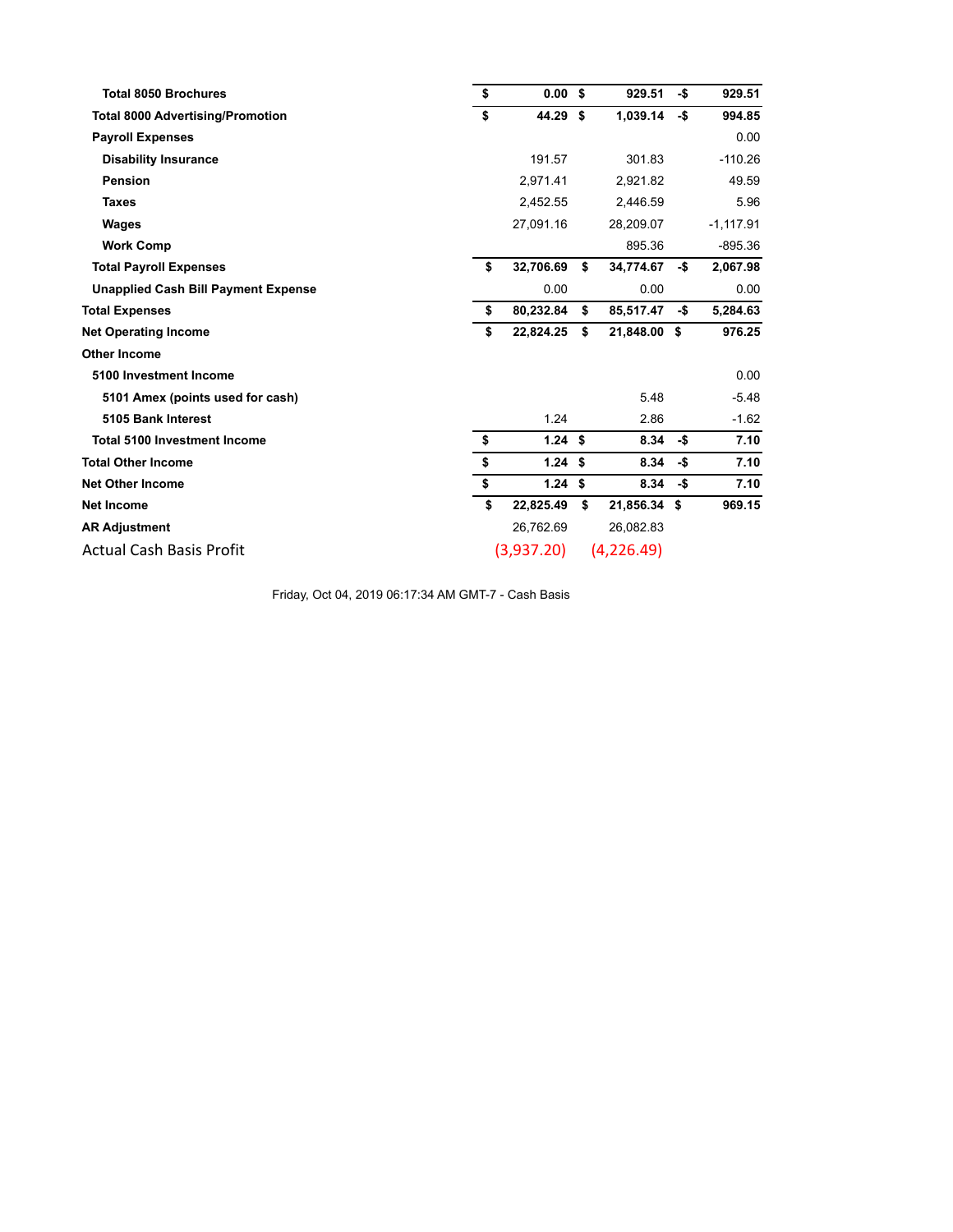| | | | |
|---|---|---|---|
| **Total 8050 Brochures** | **$ 0.00** | **$ 929.51** | **-$ 929.51** |
| **Total 8000 Advertising/Promotion** | **$ 44.29** | **$ 1,039.14** | **-$ 994.85** |
| **Payroll Expenses** | | | 0.00 |
| **Disability Insurance** | 191.57 | 301.83 | -110.26 |
| **Pension** | 2,971.41 | 2,921.82 | 49.59 |
| **Taxes** | 2,452.55 | 2,446.59 | 5.96 |
| **Wages** | 27,091.16 | 28,209.07 | -1,117.91 |
| **Work Comp** | | 895.36 | -895.36 |
| **Total Payroll Expenses** | **$ 32,706.69** | **$ 34,774.67** | **-$ 2,067.98** |
| **Unapplied Cash Bill Payment Expense** | 0.00 | 0.00 | 0.00 |
| **Total Expenses** | **$ 80,232.84** | **$ 85,517.47** | **-$ 5,284.63** |
| **Net Operating Income** | **$ 22,824.25** | **$ 21,848.00** | **$ 976.25** |
| **Other Income** | | | |
| **5100 Investment Income** | | | 0.00 |
| **5101 Amex (points used for cash)** | | 5.48 | -5.48 |
| **5105 Bank Interest** | 1.24 | 2.86 | -1.62 |
| **Total 5100 Investment Income** | **$ 1.24** | **$ 8.34** | **-$ 7.10** |
| **Total Other Income** | **$ 1.24** | **$ 8.34** | **-$ 7.10** |
| **Net Other Income** | **$ 1.24** | **$ 8.34** | **-$ 7.10** |
| **Net Income** | **$ 22,825.49** | **$ 21,856.34** | **$ 969.15** |
| **AR Adjustment** | 26,762.69 | 26,082.83 | |
| Actual Cash Basis Profit | (3,937.20) | (4,226.49) | |

Friday, Oct 04, 2019 06:17:34 AM GMT-7 - Cash Basis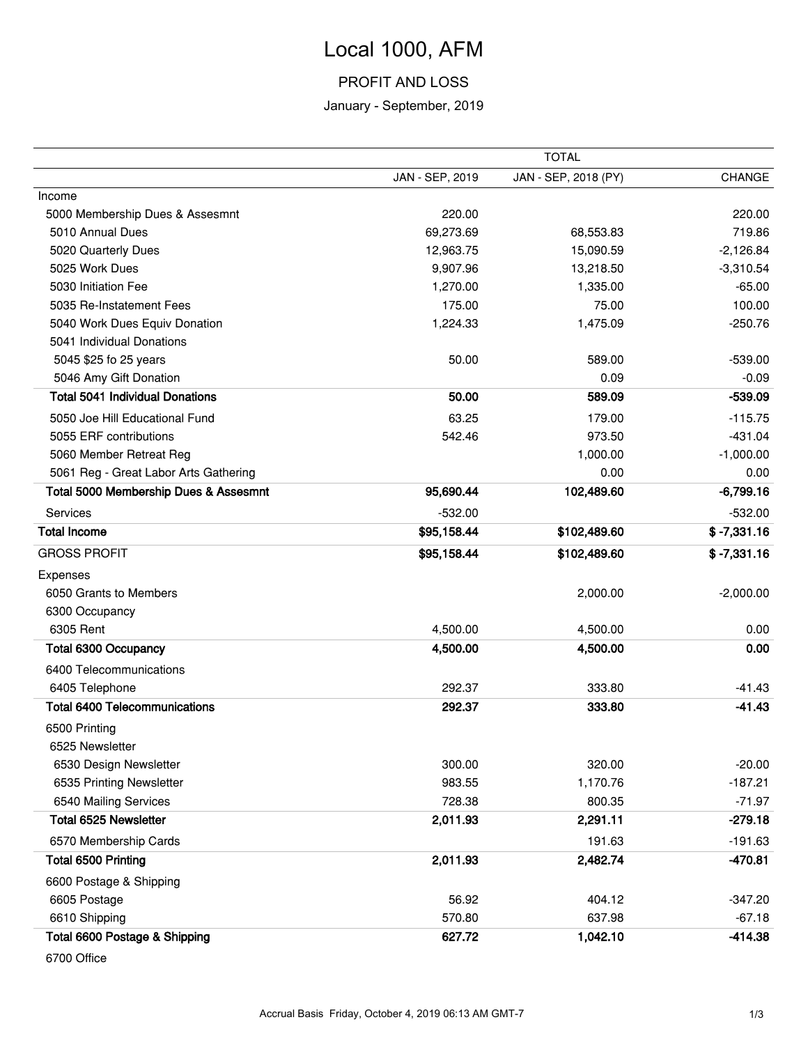# Local 1000, AFM

## PROFIT AND LOSS

January - September, 2019

| | TOTAL | | |
|---|---|---|---|
| | JAN - SEP, 2019 | JAN - SEP, 2018 (PY) | CHANGE |
| Income | | | |
| 5000 Membership Dues & Assesmnt | 220.00 | | 220.00 |
| 5010 Annual Dues | 69,273.69 | 68,553.83 | 719.86 |
| 5020 Quarterly Dues | 12,963.75 | 15,090.59 | -2,126.84 |
| 5025 Work Dues | 9,907.96 | 13,218.50 | -3,310.54 |
| 5030 Initiation Fee | 1,270.00 | 1,335.00 | -65.00 |
| 5035 Re-Instatement Fees | 175.00 | 75.00 | 100.00 |
| 5040 Work Dues Equiv Donation | 1,224.33 | 1,475.09 | -250.76 |
| 5041 Individual Donations | | | |
| 5045 $25 fo 25 years | 50.00 | 589.00 | -539.00 |
| 5046 Amy Gift Donation | | 0.09 | -0.09 |
| **Total 5041 Individual Donations** | **50.00** | **589.09** | **-539.09** |
| 5050 Joe Hill Educational Fund | 63.25 | 179.00 | -115.75 |
| 5055 ERF contributions | 542.46 | 973.50 | -431.04 |
| 5060 Member Retreat Reg | | 1,000.00 | -1,000.00 |
| 5061 Reg - Great Labor Arts Gathering | | 0.00 | 0.00 |
| **Total 5000 Membership Dues & Assesmnt** | **95,690.44** | **102,489.60** | **-6,799.16** |
| Services | -532.00 | | -532.00 |
| **Total Income** | **$95,158.44** | **$102,489.60** | **$ -7,331.16** |
| GROSS PROFIT | **$95,158.44** | **$102,489.60** | **$ -7,331.16** |
| Expenses | | | |
| 6050 Grants to Members | | 2,000.00 | -2,000.00 |
| 6300 Occupancy | | | |
| 6305 Rent | 4,500.00 | 4,500.00 | 0.00 |
| **Total 6300 Occupancy** | **4,500.00** | **4,500.00** | **0.00** |
| 6400 Telecommunications | | | |
| 6405 Telephone | 292.37 | 333.80 | -41.43 |
| **Total 6400 Telecommunications** | **292.37** | **333.80** | **-41.43** |
| 6500 Printing | | | |
| 6525 Newsletter | | | |
| 6530 Design Newsletter | 300.00 | 320.00 | -20.00 |
| 6535 Printing Newsletter | 983.55 | 1,170.76 | -187.21 |
| 6540 Mailing Services | 728.38 | 800.35 | -71.97 |
| **Total 6525 Newsletter** | **2,011.93** | **2,291.11** | **-279.18** |
| 6570 Membership Cards | | 191.63 | -191.63 |
| **Total 6500 Printing** | **2,011.93** | **2,482.74** | **-470.81** |
| 6600 Postage & Shipping | | | |
| 6605 Postage | 56.92 | 404.12 | -347.20 |
| 6610 Shipping | 570.80 | 637.98 | -67.18 |
| **Total 6600 Postage & Shipping** | **627.72** | **1,042.10** | **-414.38** |
| 6700 Office | | | |

Accrual Basis Friday, October 4, 2019 06:13 AM GMT-7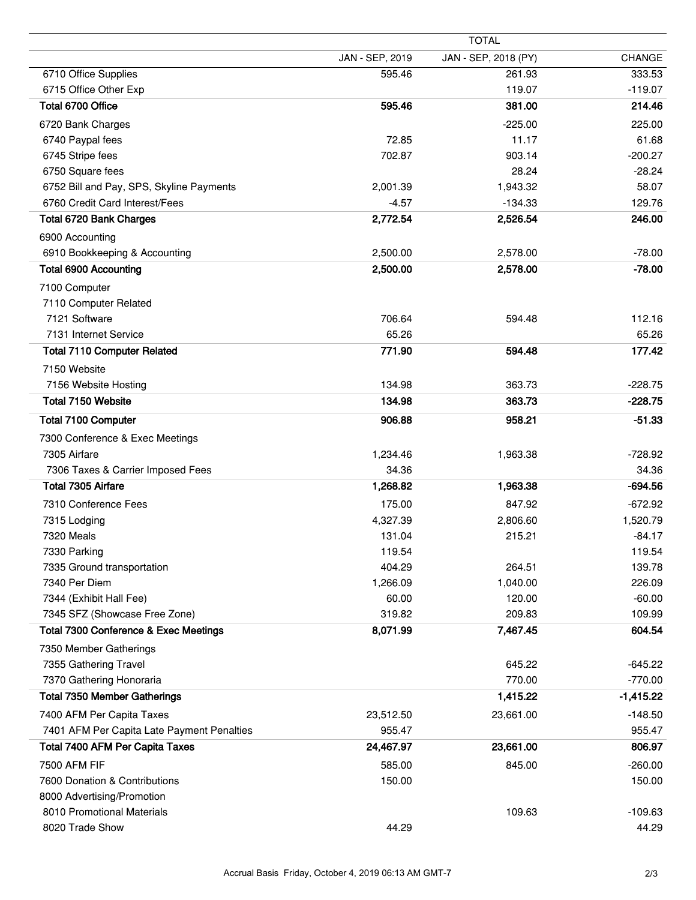| | TOTAL | | |
|---|---|---|---|
| | JAN - SEP, 2019 | JAN - SEP, 2018 (PY) | CHANGE |
| 6710 Office Supplies | 595.46 | 261.93 | 333.53 |
| 6715 Office Other Exp | | 119.07 | -119.07 |
| **Total 6700 Office** | **595.46** | **381.00** | **214.46** |
| 6720 Bank Charges | | -225.00 | 225.00 |
| 6740 Paypal fees | 72.85 | 11.17 | 61.68 |
| 6745 Stripe fees | 702.87 | 903.14 | -200.27 |
| 6750 Square fees | | 28.24 | -28.24 |
| 6752 Bill and Pay, SPS, Skyline Payments | 2,001.39 | 1,943.32 | 58.07 |
| 6760 Credit Card Interest/Fees | -4.57 | -134.33 | 129.76 |
| **Total 6720 Bank Charges** | **2,772.54** | **2,526.54** | **246.00** |
| 6900 Accounting | | | |
| 6910 Bookkeeping & Accounting | 2,500.00 | 2,578.00 | -78.00 |
| **Total 6900 Accounting** | **2,500.00** | **2,578.00** | **-78.00** |
| 7100 Computer | | | |
| 7110 Computer Related | | | |
| 7121 Software | 706.64 | 594.48 | 112.16 |
| 7131 Internet Service | 65.26 | | 65.26 |
| **Total 7110 Computer Related** | **771.90** | **594.48** | **177.42** |
| 7150 Website | | | |
| 7156 Website Hosting | 134.98 | 363.73 | -228.75 |
| **Total 7150 Website** | **134.98** | **363.73** | **-228.75** |
| **Total 7100 Computer** | **906.88** | **958.21** | **-51.33** |
| 7300 Conference & Exec Meetings | | | |
| 7305 Airfare | 1,234.46 | 1,963.38 | -728.92 |
| 7306 Taxes & Carrier Imposed Fees | 34.36 | | 34.36 |
| **Total 7305 Airfare** | **1,268.82** | **1,963.38** | **-694.56** |
| 7310 Conference Fees | 175.00 | 847.92 | -672.92 |
| 7315 Lodging | 4,327.39 | 2,806.60 | 1,520.79 |
| 7320 Meals | 131.04 | 215.21 | -84.17 |
| 7330 Parking | 119.54 | | 119.54 |
| 7335 Ground transportation | 404.29 | 264.51 | 139.78 |
| 7340 Per Diem | 1,266.09 | 1,040.00 | 226.09 |
| 7344 (Exhibit Hall Fee) | 60.00 | 120.00 | -60.00 |
| 7345 SFZ (Showcase Free Zone) | 319.82 | 209.83 | 109.99 |
| **Total 7300 Conference & Exec Meetings** | **8,071.99** | **7,467.45** | **604.54** |
| 7350 Member Gatherings | | | |
| 7355 Gathering Travel | | 645.22 | -645.22 |
| 7370 Gathering Honoraria | | 770.00 | -770.00 |
| **Total 7350 Member Gatherings** | | **1,415.22** | **-1,415.22** |
| 7400 AFM Per Capita Taxes | 23,512.50 | 23,661.00 | -148.50 |
| 7401 AFM Per Capita Late Payment Penalties | 955.47 | | 955.47 |
| **Total 7400 AFM Per Capita Taxes** | **24,467.97** | **23,661.00** | **806.97** |
| 7500 AFM FIF | 585.00 | 845.00 | -260.00 |
| 7600 Donation & Contributions | 150.00 | | 150.00 |
| 8000 Advertising/Promotion | | | |
| 8010 Promotional Materials | | 109.63 | -109.63 |
| 8020 Trade Show | 44.29 | | 44.29 |

Accrual Basis Friday, October 4, 2019 06:13 AM GMT-7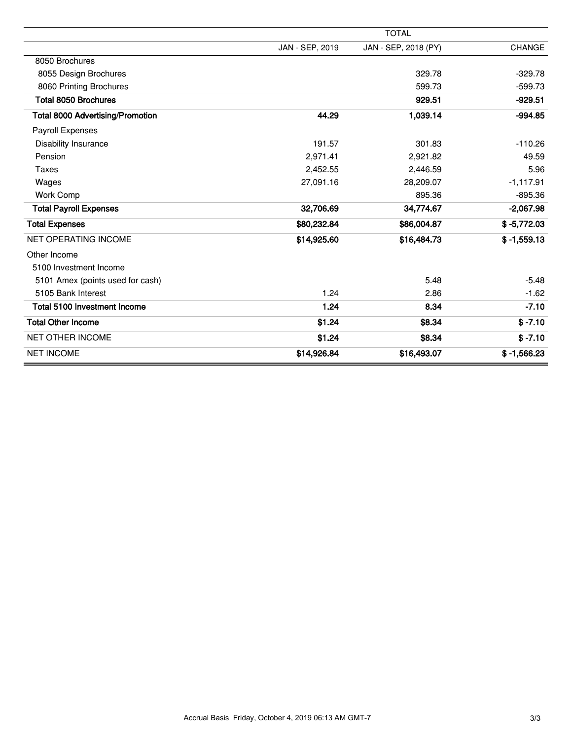| | TOTAL | | |
|---|---|---|---|
| | JAN - SEP, 2019 | JAN - SEP, 2018 (PY) | CHANGE |
| 8050 Brochures | | | |
| 8055 Design Brochures | | 329.78 | -329.78 |
| 8060 Printing Brochures | | 599.73 | -599.73 |
| **Total 8050 Brochures** | | **929.51** | **-929.51** |
| **Total 8000 Advertising/Promotion** | **44.29** | **1,039.14** | **-994.85** |
| Payroll Expenses | | | |
| Disability Insurance | 191.57 | 301.83 | -110.26 |
| Pension | 2,971.41 | 2,921.82 | 49.59 |
| Taxes | 2,452.55 | 2,446.59 | 5.96 |
| Wages | 27,091.16 | 28,209.07 | -1,117.91 |
| Work Comp | | 895.36 | -895.36 |
| **Total Payroll Expenses** | **32,706.69** | **34,774.67** | **-2,067.98** |
| **Total Expenses** | **$80,232.84** | **$86,004.87** | **$ -5,772.03** |
| NET OPERATING INCOME | **$14,925.60** | **$16,484.73** | **$ -1,559.13** |
| Other Income | | | |
| 5100 Investment Income | | | |
| 5101 Amex (points used for cash) | | 5.48 | -5.48 |
| 5105 Bank Interest | 1.24 | 2.86 | -1.62 |
| **Total 5100 Investment Income** | **1.24** | **8.34** | **-7.10** |
| **Total Other Income** | **$1.24** | **$8.34** | **$ -7.10** |
| NET OTHER INCOME | **$1.24** | **$8.34** | **$ -7.10** |
| NET INCOME | **$14,926.84** | **$16,493.07** | **$ -1,566.23** |

Accrual Basis Friday, October 4, 2019 06:13 AM GMT-7